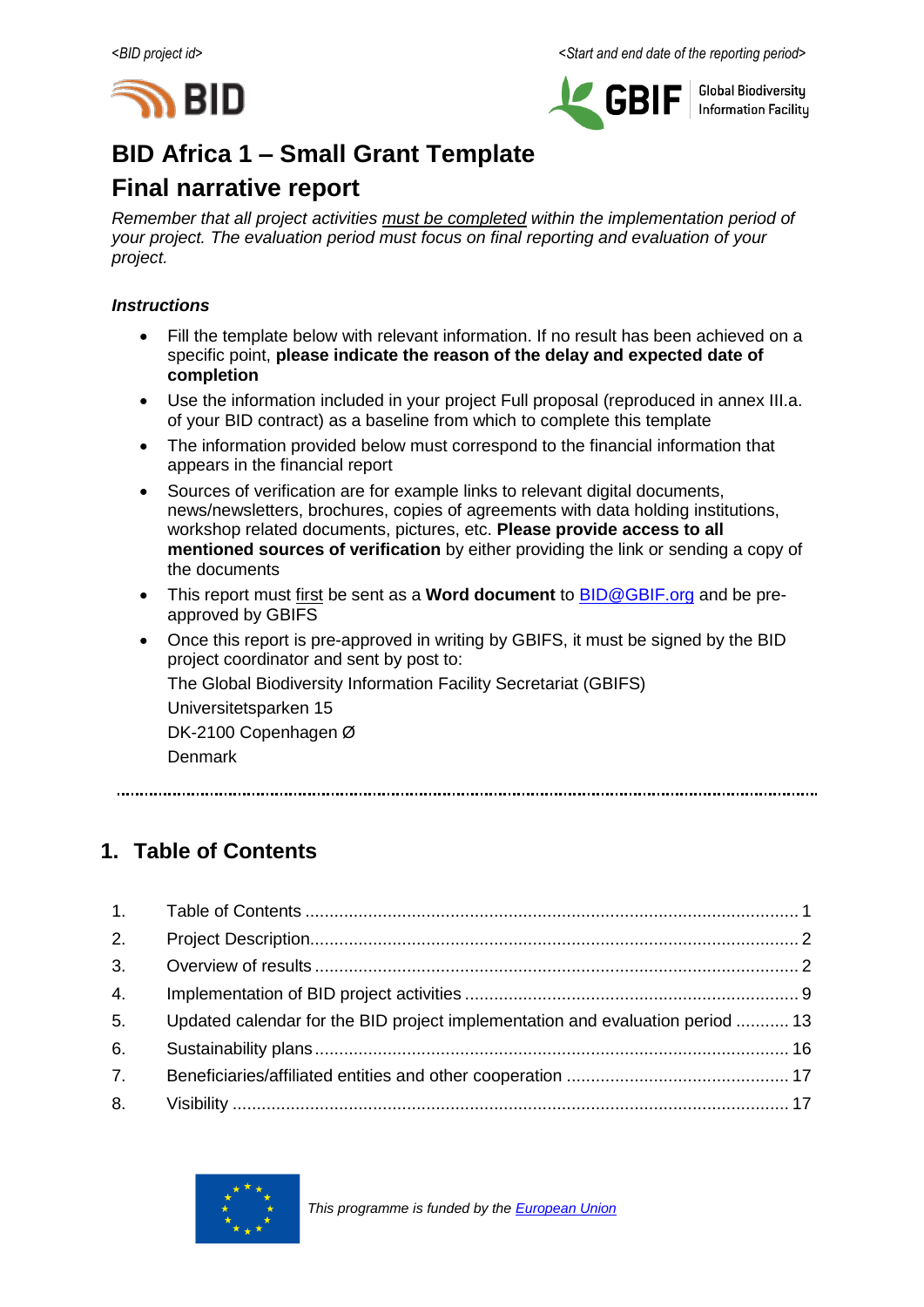<BID project id> <Start and end date of the reporting period>

# BID Africa 1 – Small Grant Template
# Final narrative report

*Remember that all project activities must be completed within the implementation period of your project. The evaluation period must focus on final reporting and evaluation of your project.*

***Instructions***

- Fill the template below with relevant information. If no result has been achieved on a specific point, **please indicate the reason of the delay and expected date of completion**
- Use the information included in your project Full proposal (reproduced in annex III.a. of your BID contract) as a baseline from which to complete this template
- The information provided below must correspond to the financial information that appears in the financial report
- Sources of verification are for example links to relevant digital documents, news/newsletters, brochures, copies of agreements with data holding institutions, workshop related documents, pictures, etc. **Please provide access to all mentioned sources of verification** by either providing the link or sending a copy of the documents
- This report must first be sent as a **Word document** to BID@GBIF.org and be pre-approved by GBIFS
- Once this report is pre-approved in writing by GBIFS, it must be signed by the BID project coordinator and sent by post to:

  The Global Biodiversity Information Facility Secretariat (GBIFS)

  Universitetsparken 15

  DK-2100 Copenhagen Ø

  Denmark

## 1. Table of Contents

1. Table of Contents ..... 1
2. Project Description ..... 2
3. Overview of results ..... 2
4. Implementation of BID project activities ..... 9
5. Updated calendar for the BID project implementation and evaluation period ..... 13
6. Sustainability plans ..... 16
7. Beneficiaries/affiliated entities and other cooperation ..... 17
8. Visibility ..... 17

*This programme is funded by the European Union*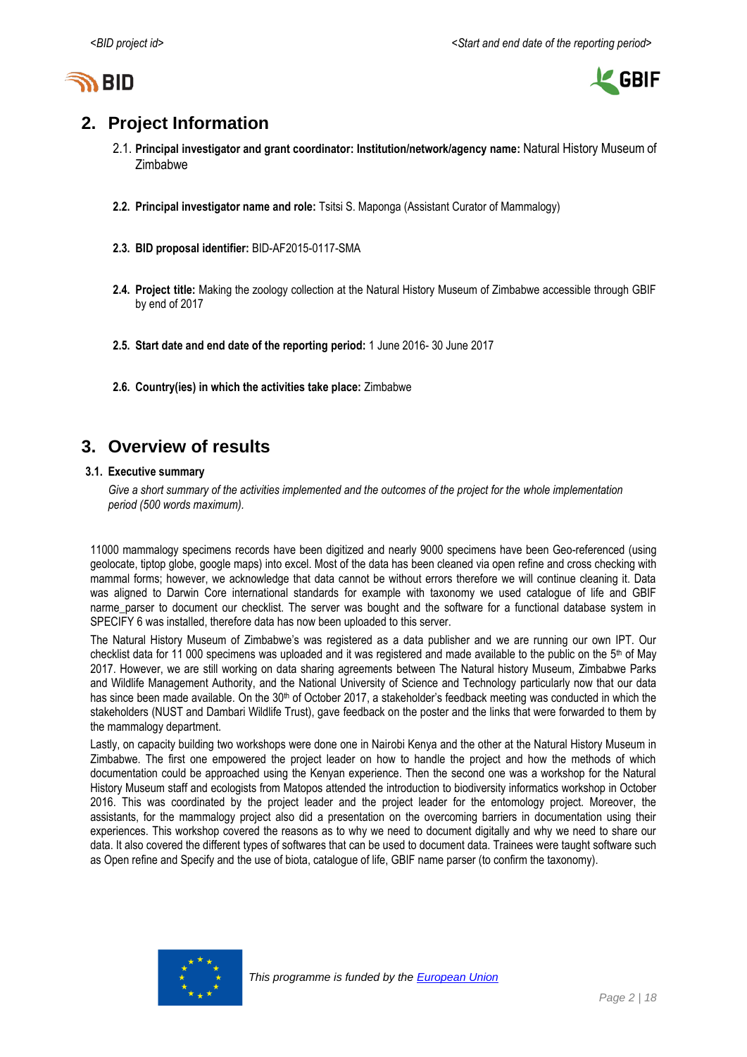## 2. Project Information

2.1. **Principal investigator and grant coordinator: Institution/network/agency name:** Natural History Museum of Zimbabwe

**2.2. Principal investigator name and role:** Tsitsi S. Maponga (Assistant Curator of Mammalogy)

**2.3. BID proposal identifier:** BID-AF2015-0117-SMA

**2.4. Project title:** Making the zoology collection at the Natural History Museum of Zimbabwe accessible through GBIF by end of 2017

**2.5. Start date and end date of the reporting period:** 1 June 2016- 30 June 2017

**2.6. Country(ies) in which the activities take place:** Zimbabwe

## 3. Overview of results

### 3.1. Executive summary

*Give a short summary of the activities implemented and the outcomes of the project for the whole implementation period (500 words maximum).*

11000 mammalogy specimens records have been digitized and nearly 9000 specimens have been Geo-referenced (using geolocate, tiptop globe, google maps) into excel. Most of the data has been cleaned via open refine and cross checking with mammal forms; however, we acknowledge that data cannot be without errors therefore we will continue cleaning it. Data was aligned to Darwin Core international standards for example with taxonomy we used catalogue of life and GBIF narme_parser to document our checklist. The server was bought and the software for a functional database system in SPECIFY 6 was installed, therefore data has now been uploaded to this server.

The Natural History Museum of Zimbabwe's was registered as a data publisher and we are running our own IPT. Our checklist data for 11 000 specimens was uploaded and it was registered and made available to the public on the 5th of May 2017. However, we are still working on data sharing agreements between The Natural history Museum, Zimbabwe Parks and Wildlife Management Authority, and the National University of Science and Technology particularly now that our data has since been made available. On the 30th of October 2017, a stakeholder's feedback meeting was conducted in which the stakeholders (NUST and Dambari Wildlife Trust), gave feedback on the poster and the links that were forwarded to them by the mammalogy department.

Lastly, on capacity building two workshops were done one in Nairobi Kenya and the other at the Natural History Museum in Zimbabwe. The first one empowered the project leader on how to handle the project and how the methods of which documentation could be approached using the Kenyan experience. Then the second one was a workshop for the Natural History Museum staff and ecologists from Matopos attended the introduction to biodiversity informatics workshop in October 2016. This was coordinated by the project leader and the project leader for the entomology project. Moreover, the assistants, for the mammalogy project also did a presentation on the overcoming barriers in documentation using their experiences. This workshop covered the reasons as to why we need to document digitally and why we need to share our data. It also covered the different types of softwares that can be used to document data. Trainees were taught software such as Open refine and Specify and the use of biota, catalogue of life, GBIF name parser (to confirm the taxonomy).

*This programme is funded by the European Union*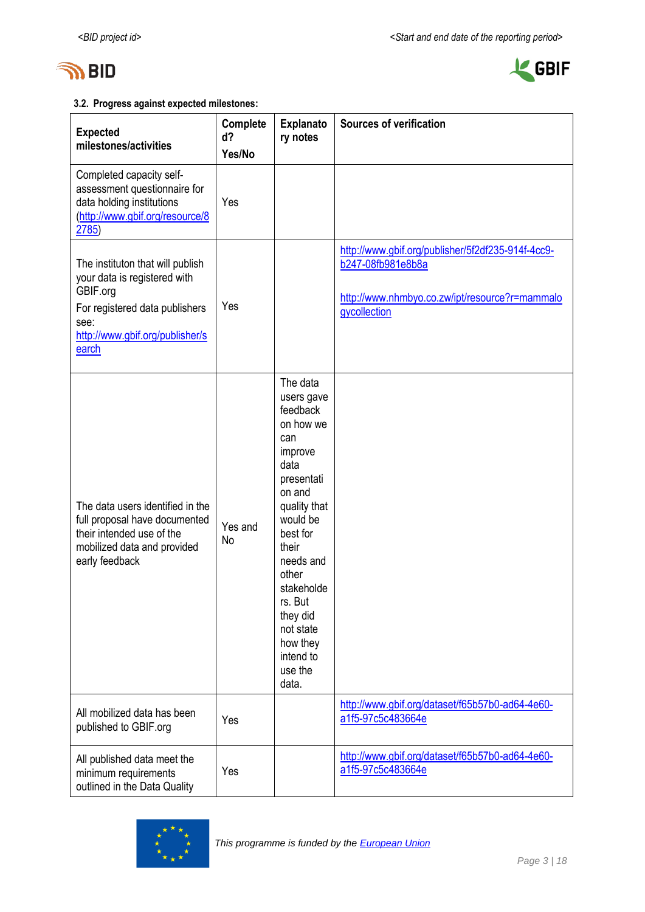### 3.2. Progress against expected milestones:

| Expected milestones/activities | Completed? Yes/No | Explanatory notes | Sources of verification |
|---|---|---|---|
| Completed capacity self-assessment questionnaire for data holding institutions (http://www.gbif.org/resource/82785) | Yes | | |
| The instituton that will publish your data is registered with GBIF.org<br>For registered data publishers see: http://www.gbif.org/publisher/search | Yes | | http://www.gbif.org/publisher/5f2df235-914f-4cc9-b247-08fb981e8b8a<br><br>http://www.nhmbyo.co.zw/ipt/resource?r=mammalogycollection |
| The data users identified in the full proposal have documented their intended use of the mobilized data and provided early feedback | Yes and No | The data users gave feedback on how we can improve data presentation and quality that would be best for their needs and other stakeholders. But they did not state how they intend to use the data. | |
| All mobilized data has been published to GBIF.org | Yes | | http://www.gbif.org/dataset/f65b57b0-ad64-4e60-a1f5-97c5c483664e |
| All published data meet the minimum requirements outlined in the Data Quality | Yes | | http://www.gbif.org/dataset/f65b57b0-ad64-4e60-a1f5-97c5c483664e |

*This programme is funded by the European Union*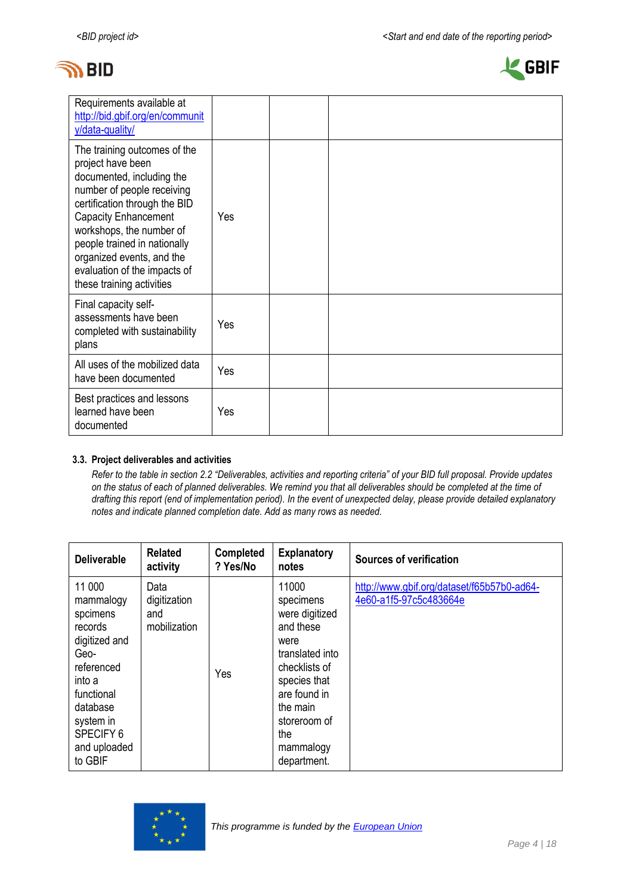| | | | |
|---|---|---|---|
| Requirements available at http://bid.gbif.org/en/community/data-quality/ | | | |
| The training outcomes of the project have been documented, including the number of people receiving certification through the BID Capacity Enhancement workshops, the number of people trained in nationally organized events, and the evaluation of the impacts of these training activities | Yes | | |
| Final capacity self-assessments have been completed with sustainability plans | Yes | | |
| All uses of the mobilized data have been documented | Yes | | |
| Best practices and lessons learned have been documented | Yes | | |

### 3.3. Project deliverables and activities

*Refer to the table in section 2.2 "Deliverables, activities and reporting criteria" of your BID full proposal. Provide updates on the status of each of planned deliverables. We remind you that all deliverables should be completed at the time of drafting this report (end of implementation period). In the event of unexpected delay, please provide detailed explanatory notes and indicate planned completion date. Add as many rows as needed.*

| Deliverable | Related activity | Completed? Yes/No | Explanatory notes | Sources of verification |
|---|---|---|---|---|
| 11 000 mammalogy spcimens records digitized and Geo-referenced into a functional database system in SPECIFY 6 and uploaded to GBIF | Data digitization and mobilization | Yes | 11000 specimens were digitized and these were translated into checklists of species that are found in the main storeroom of the mammalogy department. | http://www.gbif.org/dataset/f65b57b0-ad64-4e60-a1f5-97c5c483664e |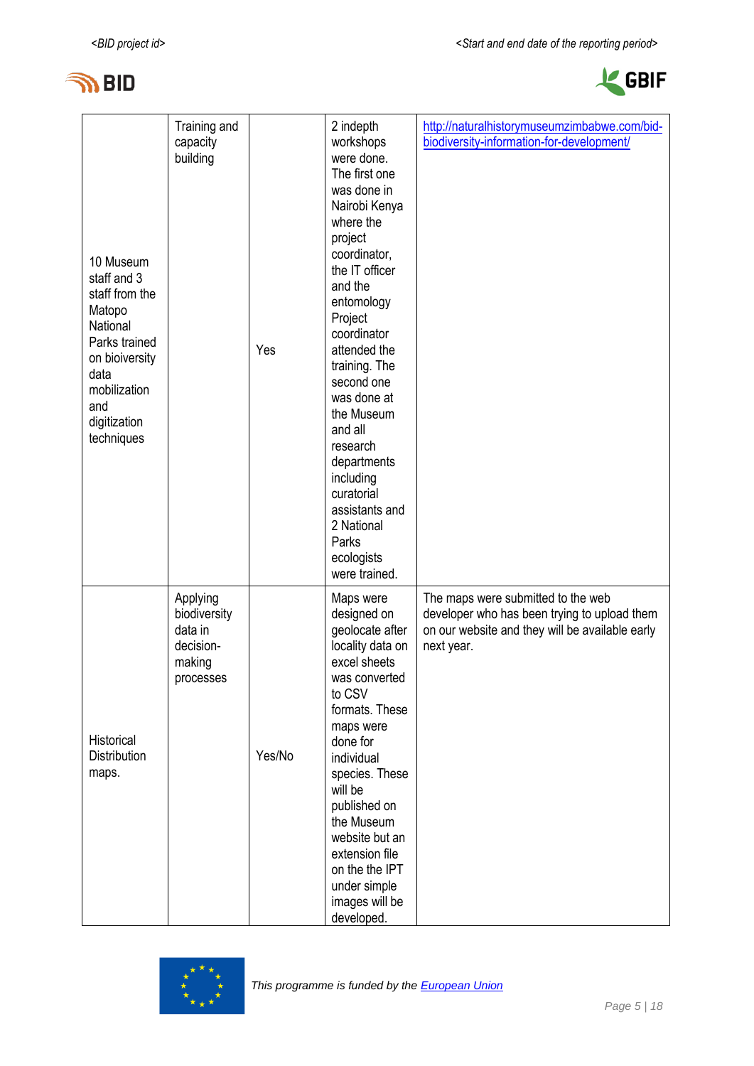| | | | | |
|---|---|---|---|---|
| 10 Museum staff and 3 staff from the Matopo National Parks trained on bioiversity data mobilization and digitization techniques | Training and capacity building | Yes | 2 indepth workshops were done. The first one was done in Nairobi Kenya where the project coordinator, the IT officer and the entomology Project coordinator attended the training. The second one was done at the Museum and all research departments including curatorial assistants and 2 National Parks ecologists were trained. | http://naturalhistorymuseumzimbabwe.com/bid-biodiversity-information-for-development/ |
| Historical Distribution maps. | Applying biodiversity data in decision-making processes | Yes/No | Maps were designed on geolocate after locality data on excel sheets was converted to CSV formats. These maps were done for individual species. These will be published on the Museum website but an extension file on the the IPT under simple images will be developed. | The maps were submitted to the web developer who has been trying to upload them on our website and they will be available early next year. |

This programme is funded by the European Union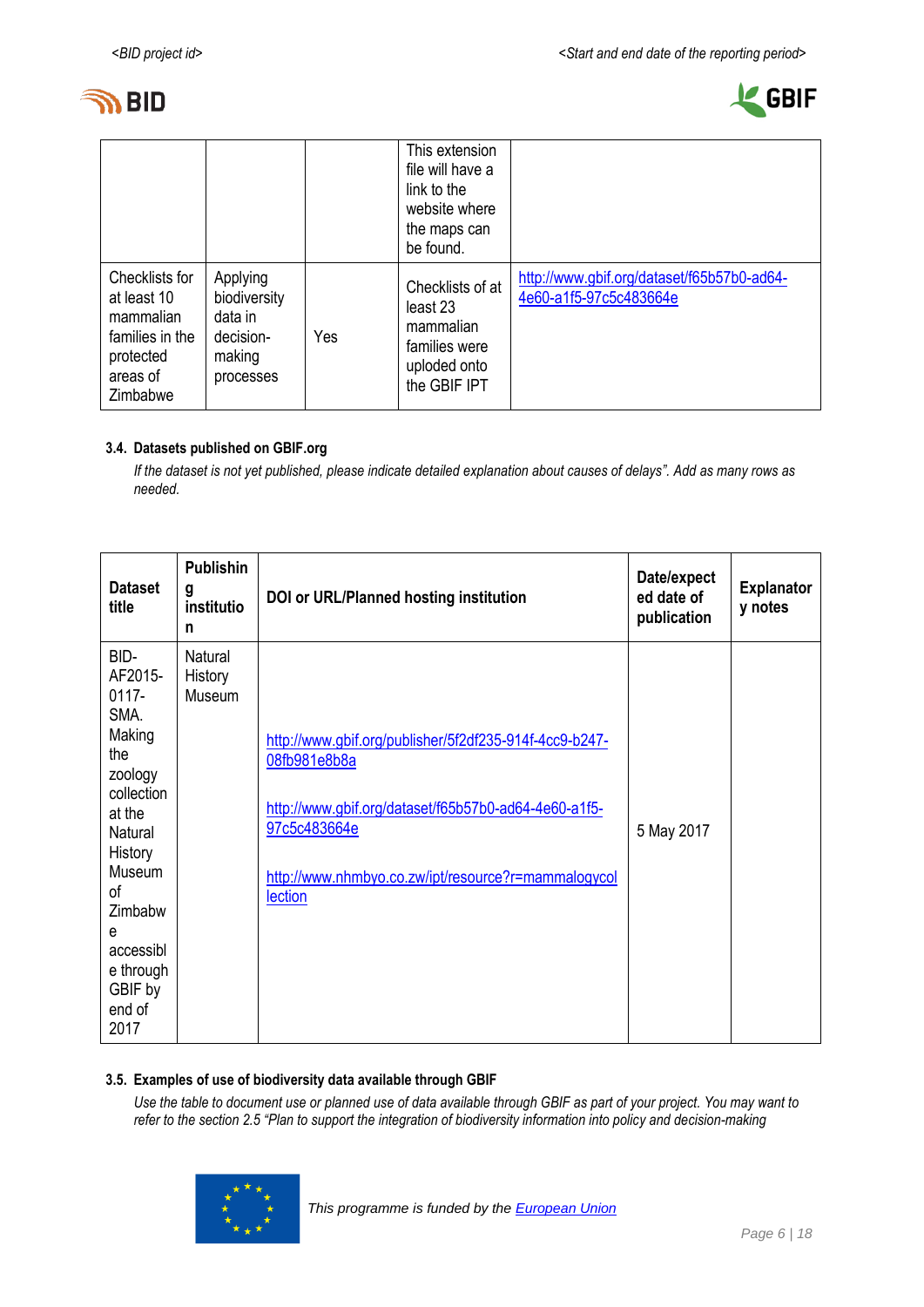|  |  |  | This extension file will have a link to the website where the maps can be found. |  |
|---|---|---|---|---|
| Checklists for at least 10 mammalian families in the protected areas of Zimbabwe | Applying biodiversity data in decision-making processes | Yes | Checklists of at least 23 mammalian families were uploded onto the GBIF IPT | http://www.gbif.org/dataset/f65b57b0-ad64-4e60-a1f5-97c5c483664e |

### 3.4. Datasets published on GBIF.org

*If the dataset is not yet published, please indicate detailed explanation about causes of delays". Add as many rows as needed.*

| Dataset title | Publishing institution | DOI or URL/Planned hosting institution | Date/expected date of publication | Explanatory notes |
|---|---|---|---|---|
| BID-AF2015-0117-SMA. Making the zoology collection at the Natural History Museum of Zimbabwe accessible through GBIF by end of 2017 | Natural History Museum | http://www.gbif.org/publisher/5f2df235-914f-4cc9-b247-08fb981e8b8a<br><br>http://www.gbif.org/dataset/f65b57b0-ad64-4e60-a1f5-97c5c483664e<br><br>http://www.nhmbyo.co.zw/ipt/resource?r=mammalogycollection | 5 May 2017 |  |

### 3.5. Examples of use of biodiversity data available through GBIF

*Use the table to document use or planned use of data available through GBIF as part of your project. You may want to refer to the section 2.5 "Plan to support the integration of biodiversity information into policy and decision-making*

*This programme is funded by the European Union*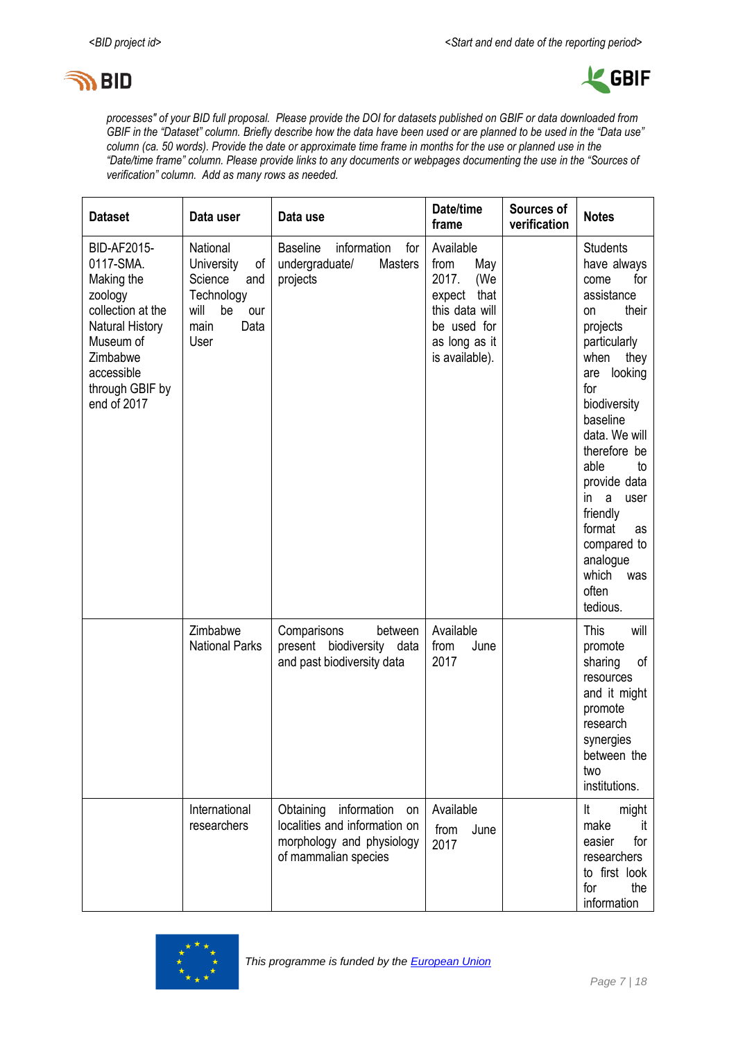processes" of your BID full proposal. Please provide the DOI for datasets published on GBIF or data downloaded from GBIF in the "Dataset" column. Briefly describe how the data have been used or are planned to be used in the "Data use" column (ca. 50 words). Provide the date or approximate time frame in months for the use or planned use in the "Date/time frame" column. Please provide links to any documents or webpages documenting the use in the "Sources of verification" column. Add as many rows as needed.*

| Dataset | Data user | Data use | Date/time frame | Sources of verification | Notes |
|---|---|---|---|---|---|
| BID-AF2015-0117-SMA. Making the zoology collection at the Natural History Museum of Zimbabwe accessible through GBIF by end of 2017 | National University of Science and Technology will be our main Data User | Baseline information for undergraduate/ Masters projects | Available from May 2017. (We expect that this data will be used for as long as it is available). | | Students have always come for assistance on their projects particularly when they are looking for biodiversity baseline data. We will therefore be able to provide data in a user friendly format as compared to analogue which was often tedious. |
| | Zimbabwe National Parks | Comparisons between present biodiversity data and past biodiversity data | Available from June 2017 | | This will promote sharing of resources and it might promote research synergies between the two institutions. |
| | International researchers | Obtaining information on localities and information on morphology and physiology of mammalian species | Available from June 2017 | | It might make it easier for researchers to first look for the information |

*This programme is funded by the European Union*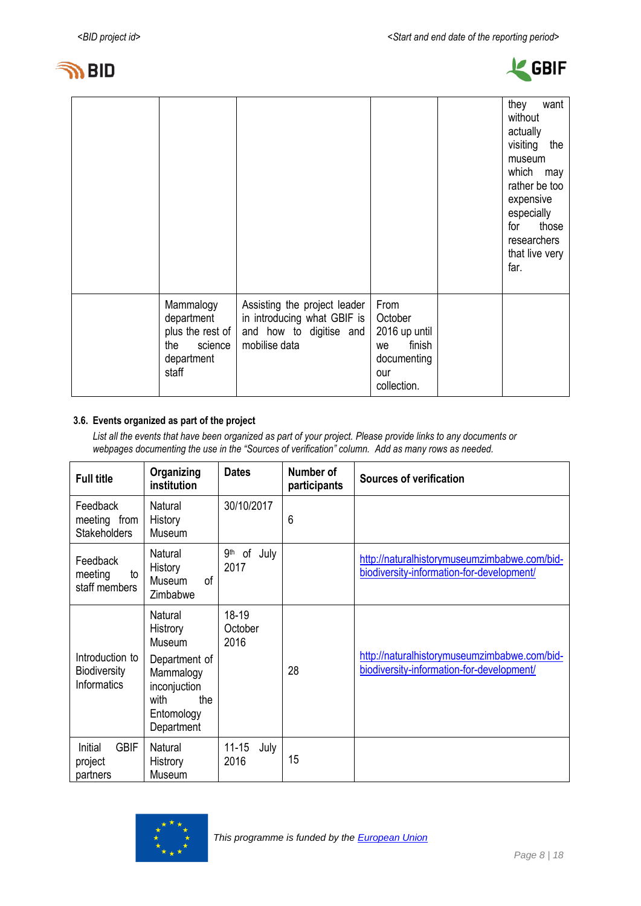| | | | | | |
|---|---|---|---|---|---|
| | | | | | they want without actually visiting the museum which may rather be too expensive especially for those researchers that live very far. |
| | Mammalogy department plus the rest of the science department staff | Assisting the project leader in introducing what GBIF is and how to digitise and mobilise data | From October 2016 up until we finish documenting our collection. | | |

### 3.6. Events organized as part of the project

*List all the events that have been organized as part of your project. Please provide links to any documents or webpages documenting the use in the "Sources of verification" column. Add as many rows as needed.*

| Full title | Organizing institution | Dates | Number of participants | Sources of verification |
|---|---|---|---|---|
| Feedback meeting from Stakeholders | Natural History Museum | 30/10/2017 | 6 | |
| Feedback meeting to staff members | Natural History Museum of Zimbabwe | 9th of July 2017 | | http://naturalhistorymuseumzimbabwe.com/bid-biodiversity-information-for-development/ |
| Introduction to Biodiversity Informatics | Natural Histrory Museum Department of Mammalogy inconjuction with the Entomology Department | 18-19 October 2016 | 28 | http://naturalhistorymuseumzimbabwe.com/bid-biodiversity-information-for-development/ |
| Initial GBIF project partners | Natural Histrory Museum | 11-15 July 2016 | 15 | |

*This programme is funded by the European Union*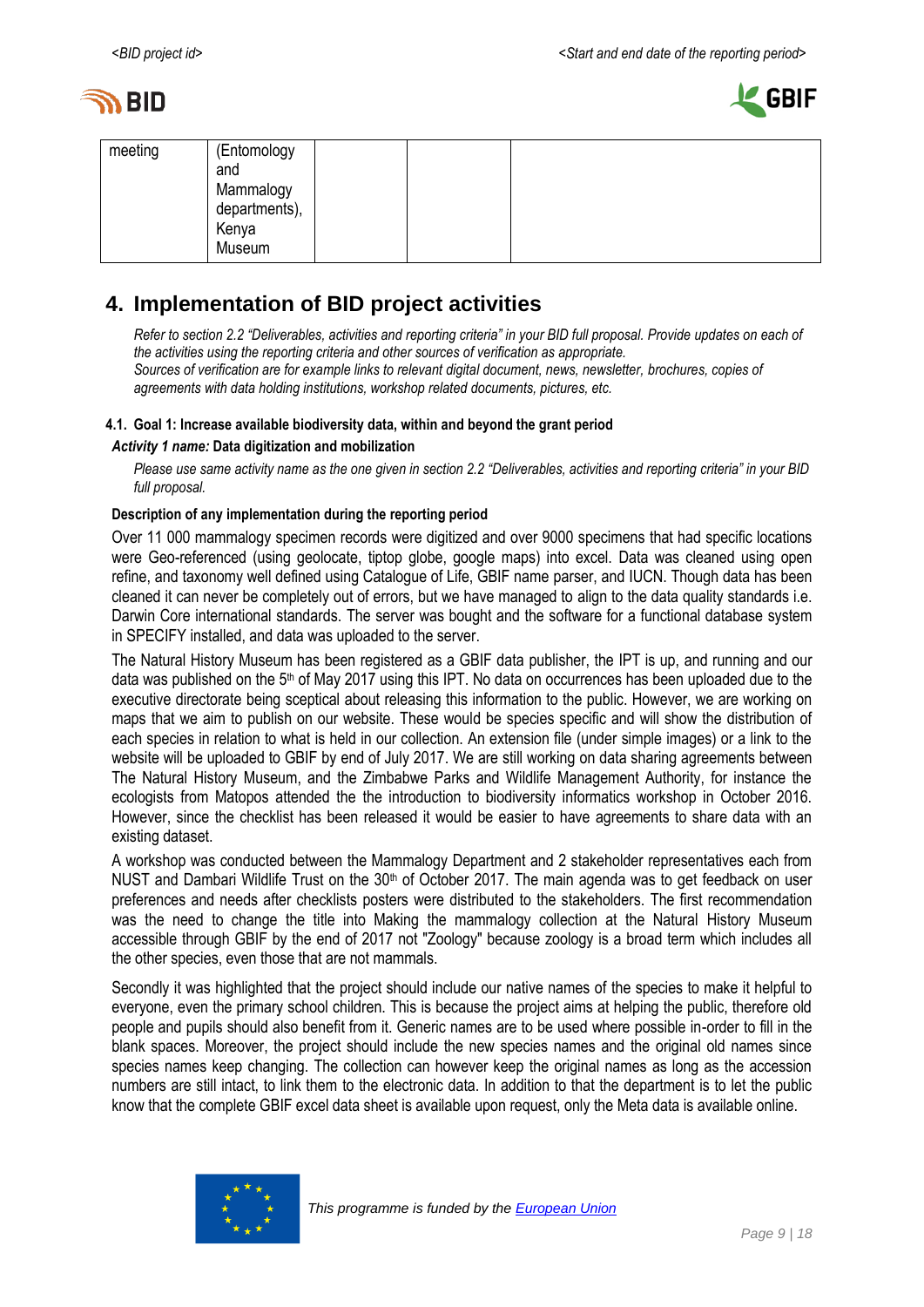| meeting | (Entomology and Mammalogy departments), Kenya Museum | | | |
|---|---|---|---|---|

## 4. Implementation of BID project activities

*Refer to section 2.2 "Deliverables, activities and reporting criteria" in your BID full proposal. Provide updates on each of the activities using the reporting criteria and other sources of verification as appropriate.*
*Sources of verification are for example links to relevant digital documents, news, newsletter, brochures, copies of agreements with data holding institutions, workshop related documents, pictures, etc.*

### 4.1. Goal 1: Increase available biodiversity data, within and beyond the grant period

***Activity 1 name:*** **Data digitization and mobilization**

*Please use same activity name as the one given in section 2.2 "Deliverables, activities and reporting criteria" in your BID full proposal.*

**Description of any implementation during the reporting period**

Over 11 000 mammalogy specimen records were digitized and over 9000 specimens that had specific locations were Geo-referenced (using geolocate, tiptop globe, google maps) into excel. Data was cleaned using open refine, and taxonomy well defined using Catalogue of Life, GBIF name parser, and IUCN. Though data has been cleaned it can never be completely out of errors, but we have managed to align to the data quality standards i.e. Darwin Core international standards. The server was bought and the software for a functional database system in SPECIFY installed, and data was uploaded to the server.

The Natural History Museum has been registered as a GBIF data publisher, the IPT is up, and running and our data was published on the 5th of May 2017 using this IPT. No data on occurrences has been uploaded due to the executive directorate being sceptical about releasing this information to the public. However, we are working on maps that we aim to publish on our website. These would be species specific and will show the distribution of each species in relation to what is held in our collection. An extension file (under simple images) or a link to the website will be uploaded to GBIF by end of July 2017. We are still working on data sharing agreements between The Natural History Museum, and the Zimbabwe Parks and Wildlife Management Authority, for instance the ecologists from Matopos attended the the introduction to biodiversity informatics workshop in October 2016. However, since the checklist has been released it would be easier to have agreements to share data with an existing dataset.

A workshop was conducted between the Mammalogy Department and 2 stakeholder representatives each from NUST and Dambari Wildlife Trust on the 30th of October 2017. The main agenda was to get feedback on user preferences and needs after checklists posters were distributed to the stakeholders. The first recommendation was the need to change the title into Making the mammalogy collection at the Natural History Museum accessible through GBIF by the end of 2017 not "Zoology" because zoology is a broad term which includes all the other species, even those that are not mammals.

Secondly it was highlighted that the project should include our native names of the species to make it helpful to everyone, even the primary school children. This is because the project aims at helping the public, therefore old people and pupils should also benefit from it. Generic names are to be used where possible in-order to fill in the blank spaces. Moreover, the project should include the new species names and the original old names since species names keep changing. The collection can however keep the original names as long as the accession numbers are still intact, to link them to the electronic data. In addition to that the department is to let the public know that the complete GBIF excel data sheet is available upon request, only the Meta data is available online.

This programme is funded by the European Union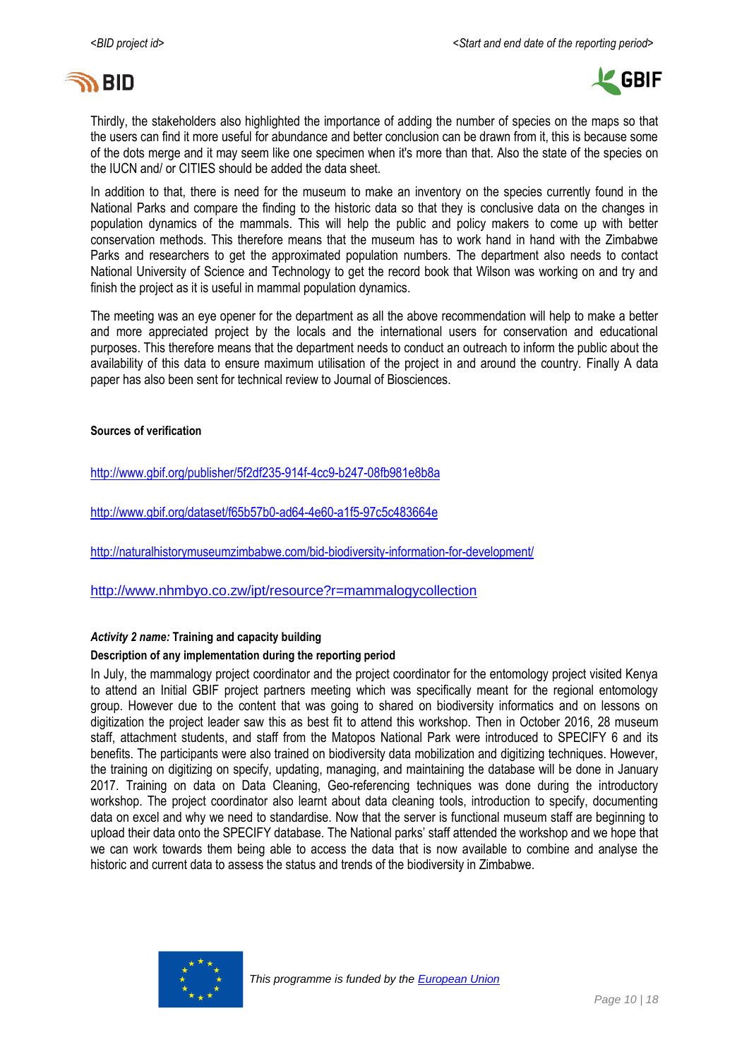Thirdly, the stakeholders also highlighted the importance of adding the number of species on the maps so that the users can find it more useful for abundance and better conclusion can be drawn from it, this is because some of the dots merge and it may seem like one specimen when it's more than that. Also the state of the species on the IUCN and/ or CITIES should be added the data sheet.

In addition to that, there is need for the museum to make an inventory on the species currently found in the National Parks and compare the finding to the historic data so that they is conclusive data on the changes in population dynamics of the mammals. This will help the public and policy makers to come up with better conservation methods. This therefore means that the museum has to work hand in hand with the Zimbabwe Parks and researchers to get the approximated population numbers. The department also needs to contact National University of Science and Technology to get the record book that Wilson was working on and try and finish the project as it is useful in mammal population dynamics.

The meeting was an eye opener for the department as all the above recommendation will help to make a better and more appreciated project by the locals and the international users for conservation and educational purposes. This therefore means that the department needs to conduct an outreach to inform the public about the availability of this data to ensure maximum utilisation of the project in and around the country. Finally A data paper has also been sent for technical review to Journal of Biosciences.

**Sources of verification**

http://www.gbif.org/publisher/5f2df235-914f-4cc9-b247-08fb981e8b8a

http://www.gbif.org/dataset/f65b57b0-ad64-4e60-a1f5-97c5c483664e

http://naturalhistorymuseumzimbabwe.com/bid-biodiversity-information-for-development/

http://www.nhmbyo.co.zw/ipt/resource?r=mammalogycollection

***Activity 2 name:*** **Training and capacity building**

**Description of any implementation during the reporting period**

In July, the mammalogy project coordinator and the project coordinator for the entomology project visited Kenya to attend an Initial GBIF project partners meeting which was specifically meant for the regional entomology group. However due to the content that was going to shared on biodiversity informatics and on lessons on digitization the project leader saw this as best fit to attend this workshop. Then in October 2016, 28 museum staff, attachment students, and staff from the Matopos National Park were introduced to SPECIFY 6 and its benefits. The participants were also trained on biodiversity data mobilization and digitizing techniques. However, the training on digitizing on specify, updating, managing, and maintaining the database will be done in January 2017. Training on data on Data Cleaning, Geo-referencing techniques was done during the introductory workshop. The project coordinator also learnt about data cleaning tools, introduction to specify, documenting data on excel and why we need to standardise. Now that the server is functional museum staff are beginning to upload their data onto the SPECIFY database. The National parks' staff attended the workshop and we hope that we can work towards them being able to access the data that is now available to combine and analyse the historic and current data to assess the status and trends of the biodiversity in Zimbabwe.

*This programme is funded by the European Union*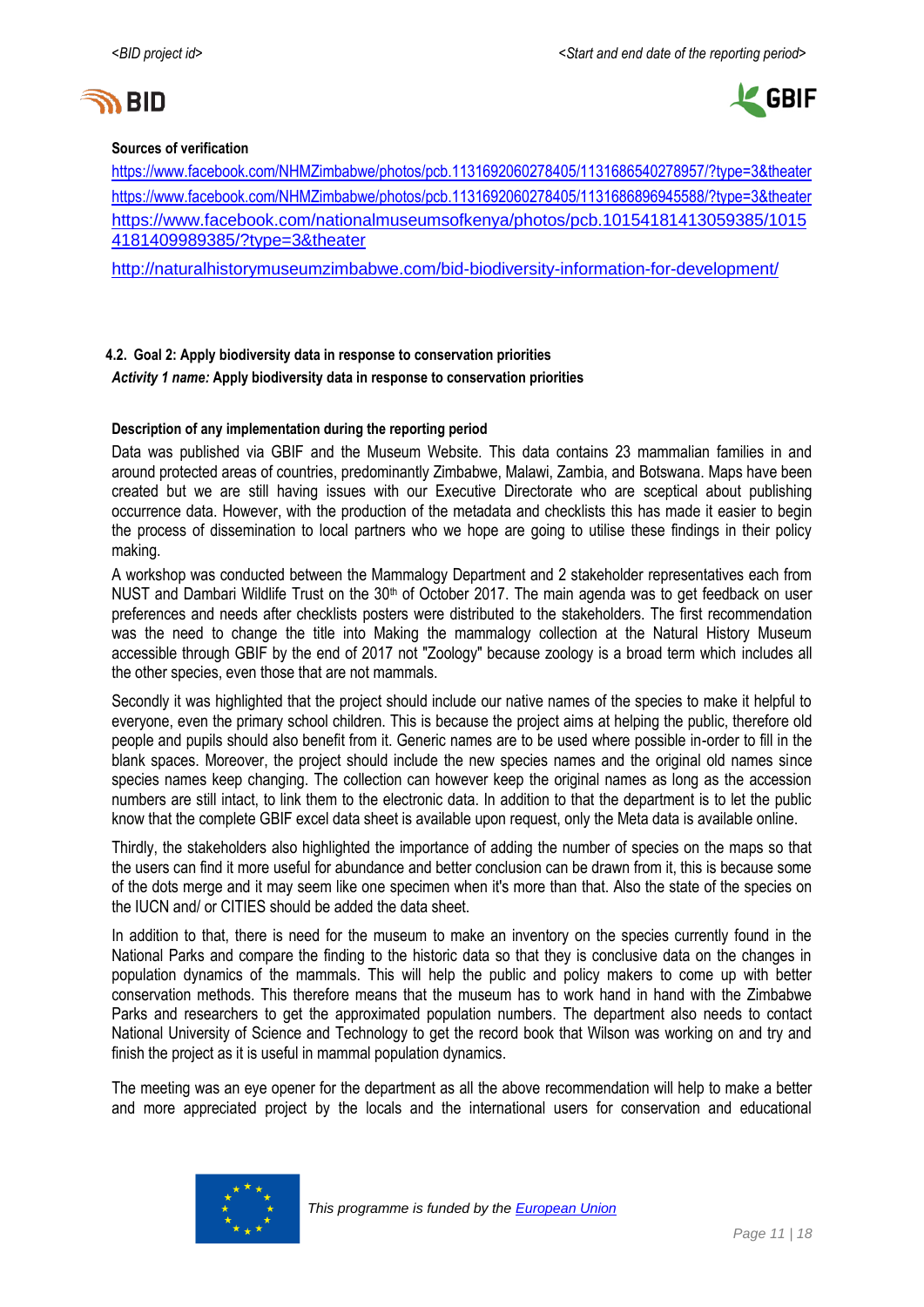**Sources of verification**

https://www.facebook.com/NHMZimbabwe/photos/pcb.1131692060278405/1131686540278957/?type=3&theater
https://www.facebook.com/NHMZimbabwe/photos/pcb.1131692060278405/1131686896945588/?type=3&theater
https://www.facebook.com/nationalmuseumsofkenya/photos/pcb.10154181413059385/10154181409989385/?type=3&theater

http://naturalhistorymuseumzimbabwe.com/bid-biodiversity-information-for-development/

### 4.2. Goal 2: Apply biodiversity data in response to conservation priorities

***Activity 1 name:*** **Apply biodiversity data in response to conservation priorities**

**Description of any implementation during the reporting period**

Data was published via GBIF and the Museum Website. This data contains 23 mammalian families in and around protected areas of countries, predominantly Zimbabwe, Malawi, Zambia, and Botswana. Maps have been created but we are still having issues with our Executive Directorate who are sceptical about publishing occurrence data. However, with the production of the metadata and checklists this has made it easier to begin the process of dissemination to local partners who we hope are going to utilise these findings in their policy making.

A workshop was conducted between the Mammalogy Department and 2 stakeholder representatives each from NUST and Dambari Wildlife Trust on the 30th of October 2017. The main agenda was to get feedback on user preferences and needs after checklists posters were distributed to the stakeholders. The first recommendation was the need to change the title into Making the mammology collection at the Natural History Museum accessible through GBIF by the end of 2017 not "Zoology" because zoology is a broad term which includes all the other species, even those that are not mammals.

Secondly it was highlighted that the project should include our native names of the species to make it helpful to everyone, even the primary school children. This is because the project aims at helping the public, therefore old people and pupils should also benefit from it. Generic names are to be used where possible in-order to fill in the blank spaces. Moreover, the project should include the new species names and the original old names since species names keep changing. The collection can however keep the original names as long as the accession numbers are still intact, to link them to the electronic data. In addition to that the department is to let the public know that the complete GBIF excel data sheet is available upon request, only the Meta data is available online.

Thirdly, the stakeholders also highlighted the importance of adding the number of species on the maps so that the users can find it more useful for abundance and better conclusion can be drawn from it, this is because some of the dots merge and it may seem like one specimen when it's more than that. Also the state of the species on the IUCN and/ or CITIES should be added the data sheet.

In addition to that, there is need for the museum to make an inventory on the species currently found in the National Parks and compare the finding to the historic data so that they is conclusive data on the changes in population dynamics of the mammals. This will help the public and policy makers to come up with better conservation methods. This therefore means that the museum has to work hand in hand with the Zimbabwe Parks and researchers to get the approximated population numbers. The department also needs to contact National University of Science and Technology to get the record book that Wilson was working on and try and finish the project as it is useful in mammal population dynamics.

The meeting was an eye opener for the department as all the above recommendation will help to make a better and more appreciated project by the locals and the international users for conservation and educational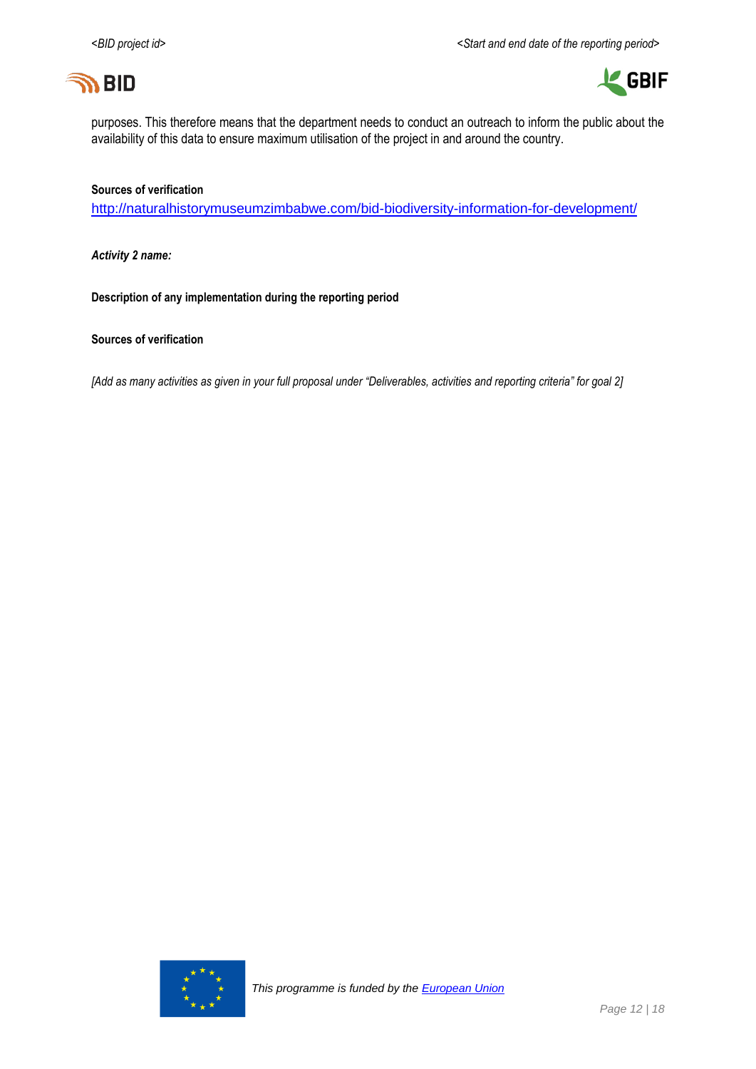purposes. This therefore means that the department needs to conduct an outreach to inform the public about the availability of this data to ensure maximum utilisation of the project in and around the country.

**Sources of verification**

http://naturalhistorymuseumzimbabwe.com/bid-biodiversity-information-for-development/

***Activity 2 name:***

**Description of any implementation during the reporting period**

**Sources of verification**

*[Add as many activities as given in your full proposal under "Deliverables, activities and reporting criteria" for goal 2]*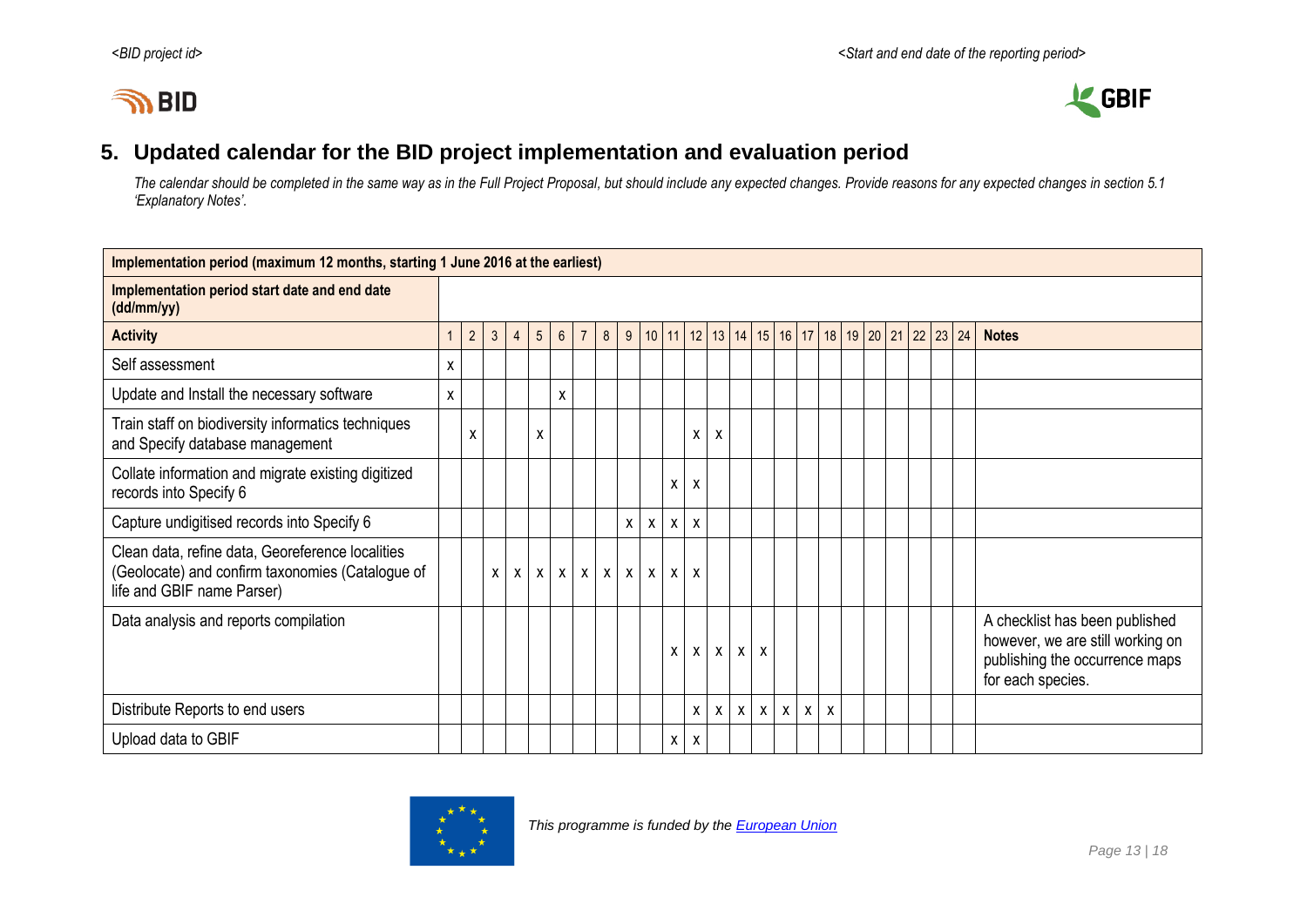## 5. Updated calendar for the BID project implementation and evaluation period

*The calendar should be completed in the same way as in the Full Project Proposal, but should include any expected changes. Provide reasons for any expected changes in section 5.1 'Explanatory Notes'.*

| **Implementation period (maximum 12 months, starting 1 June 2016 at the earliest)** | | | | | | | | | | | | | | | | | | | | | | | | | |
|---|---|---|---|---|---|---|---|---|---|---|---|---|---|---|---|---|---|---|---|---|---|---|---|---|---|
| **Implementation period start date and end date (dd/mm/yy)** | | | | | | | | | | | | | | | | | | | | | | | | | |
| **Activity** | 1 | 2 | 3 | 4 | 5 | 6 | 7 | 8 | 9 | 10 | 11 | 12 | 13 | 14 | 15 | 16 | 17 | 18 | 19 | 20 | 21 | 22 | 23 | 24 | **Notes** |
| Self assessment | x | | | | | | | | | | | | | | | | | | | | | | | | |
| Update and Install the necessary software | x | | | | | x | | | | | | | | | | | | | | | | | | | |
| Train staff on biodiversity informatics techniques and Specify database management | | x | | | x | | | | | | | x | x | | | | | | | | | | | | |
| Collate information and migrate existing digitized records into Specify 6 | | | | | | | | | | | x | x | | | | | | | | | | | | | |
| Capture undigitised records into Specify 6 | | | | | | | | | x | x | x | x | | | | | | | | | | | | | |
| Clean data, refine data, Georeference localities (Geolocate) and confirm taxonomies (Catalogue of life and GBIF name Parser) | | | x | x | x | x | x | x | x | x | x | x | | | | | | | | | | | | | |
| Data analysis and reports compilation | | | | | | | | | | | x | x | x | x | x | | | | | | | | | | A checklist has been published however, we are still working on publishing the occurrence maps for each species. |
| Distribute Reports to end users | | | | | | | | | | | | x | x | x | x | x | x | x | | | | | | | |
| Upload data to GBIF | | | | | | | | | | | x | x | | | | | | | | | | | | | |

*This programme is funded by the European Union*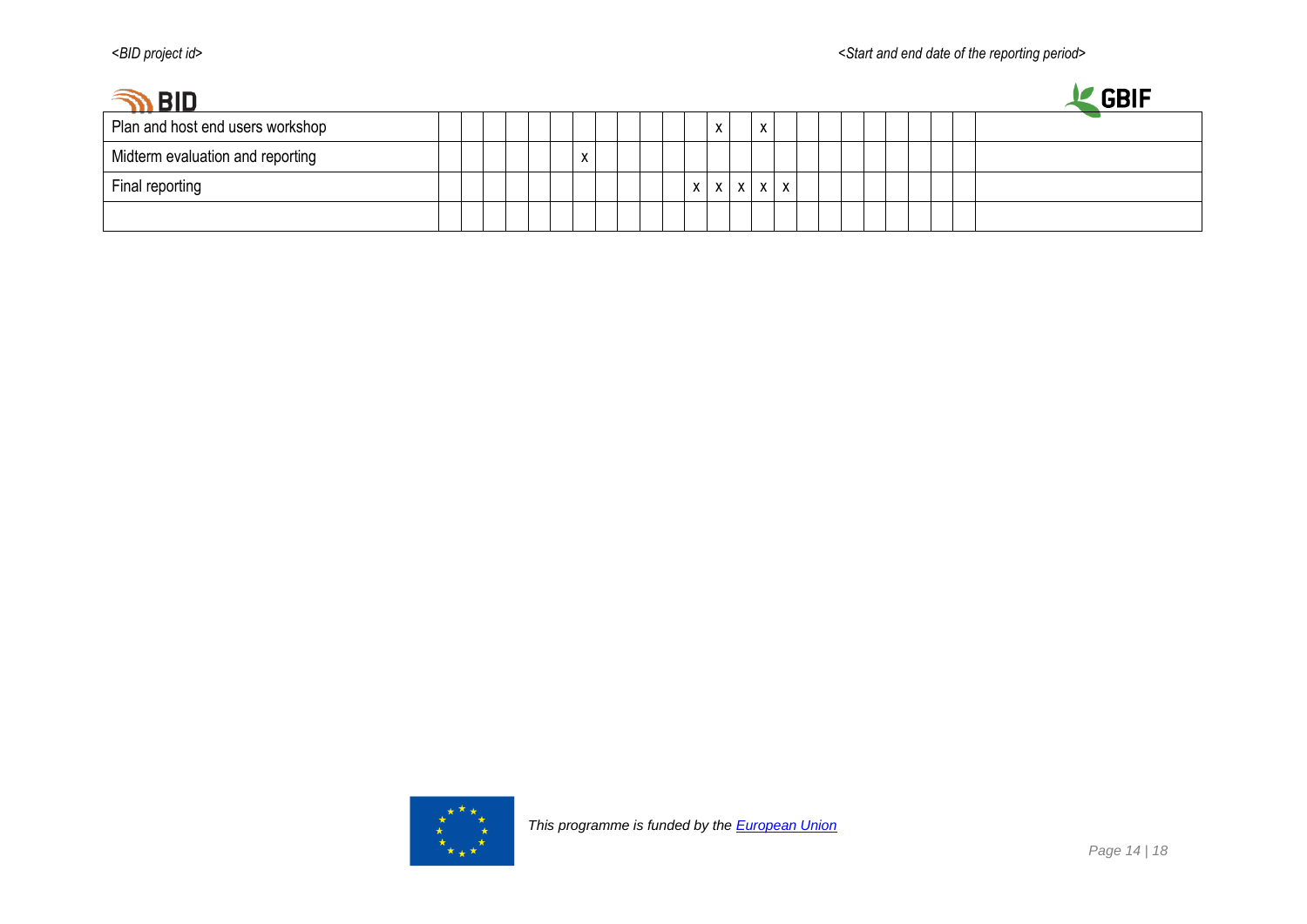| | | | | | | | | | | | | | | | | | | | | | | | | | |
|---|---|---|---|---|---|---|---|---|---|---|---|---|---|---|---|---|---|---|---|---|---|---|---|---|---|
| Plan and host end users workshop | | | | | | | | | | | | | x | | x | | | | | | | | | | |
| Midterm evaluation and reporting | | | | | | | x | | | | | | | | | | | | | | | | | | |
| Final reporting | | | | | | | | | | | | x | x | x | x | x | | | | | | | | | |
| | | | | | | | | | | | | | | | | | | | | | | | | | |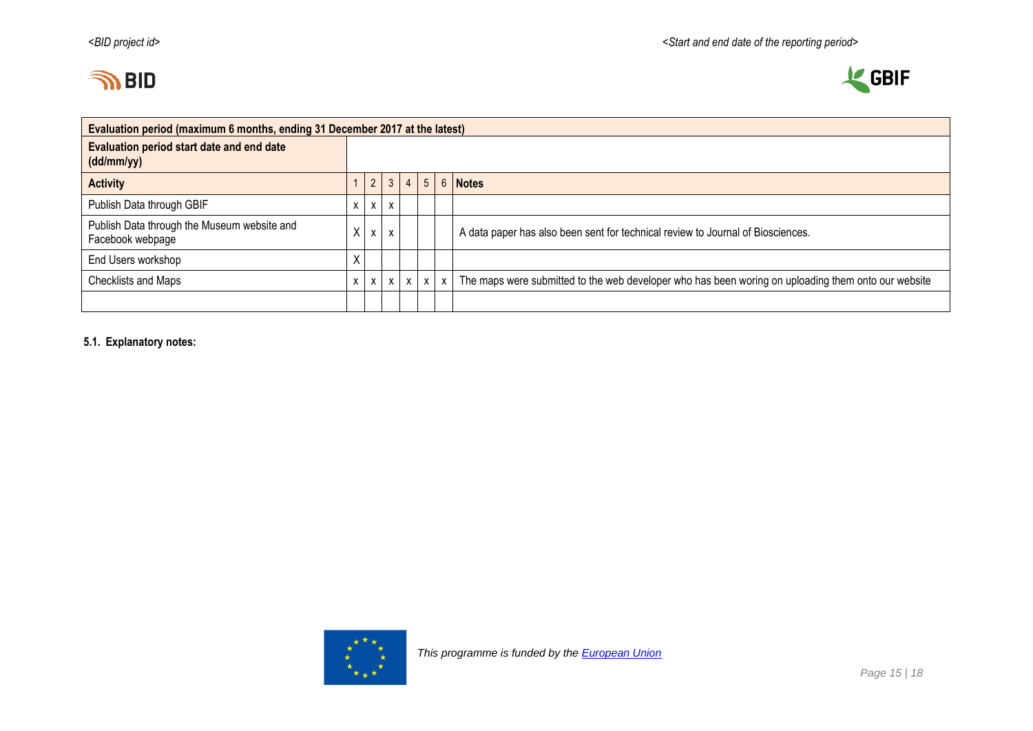| Evaluation period (maximum 6 months, ending 31 December 2017 at the latest) | | | | | | | |
|---|---|---|---|---|---|---|---|
| **Evaluation period start date and end date (dd/mm/yy)** | | | | | | | |
| **Activity** | 1 | 2 | 3 | 4 | 5 | 6 | **Notes** |
| Publish Data through GBIF | x | x | x | | | | |
| Publish Data through the Museum website and Facebook webpage | X | x | x | | | | A data paper has also been sent for technical review to Journal of Biosciences. |
| End Users workshop | X | | | | | | |
| Checklists and Maps | x | x | x | x | x | x | The maps were submitted to the web developer who has been woring on uploading them onto our website |
| | | | | | | | |

**5.1. Explanatory notes:**

*This programme is funded by the European Union*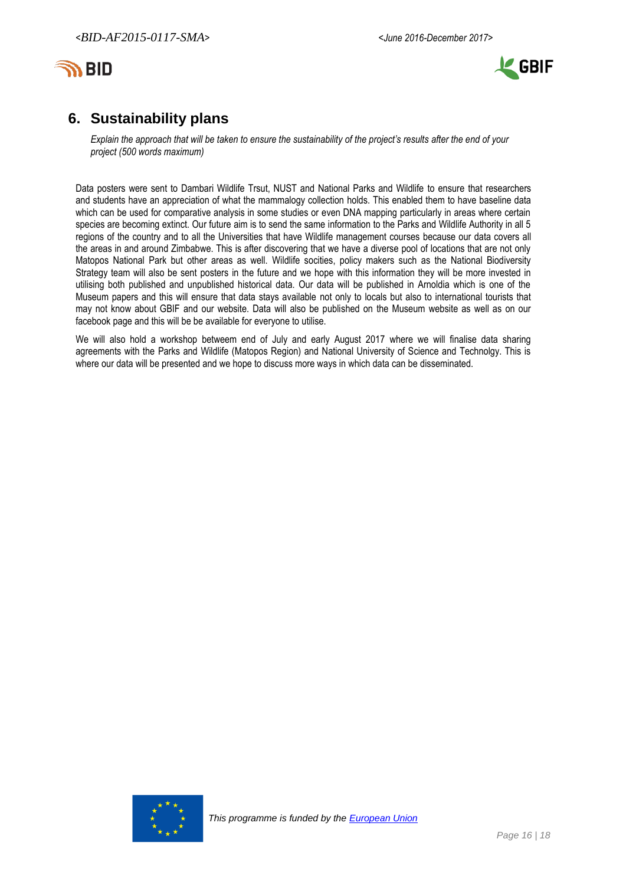## 6. Sustainability plans

*Explain the approach that will be taken to ensure the sustainability of the project's results after the end of your project (500 words maximum)*

Data posters were sent to Dambari Wildlife Trsut, NUST and National Parks and Wildlife to ensure that researchers and students have an appreciation of what the mammalogy collection holds. This enabled them to have baseline data which can be used for comparative analysis in some studies or even DNA mapping particularly in areas where certain species are becoming extinct. Our future aim is to send the same information to the Parks and Wildlife Authority in all 5 regions of the country and to all the Universities that have Wildlife management courses because our data covers all the areas in and around Zimbabwe. This is after discovering that we have a diverse pool of locations that are not only Matopos National Park but other areas as well. Wildlife socities, policy makers such as the National Biodiversity Strategy team will also be sent posters in the future and we hope with this information they will be more invested in utilising both published and unpublished historical data. Our data will be published in Arnoldia which is one of the Museum papers and this will ensure that data stays available not only to locals but also to international tourists that may not know about GBIF and our website. Data will also be published on the Museum website as well as on our facebook page and this will be be available for everyone to utilise.

We will also hold a workshop betweem end of July and early August 2017 where we will finalise data sharing agreements with the Parks and Wildlife (Matopos Region) and National University of Science and Technolgy. This is where our data will be presented and we hope to discuss more ways in which data can be disseminated.

This programme is funded by the [European Union]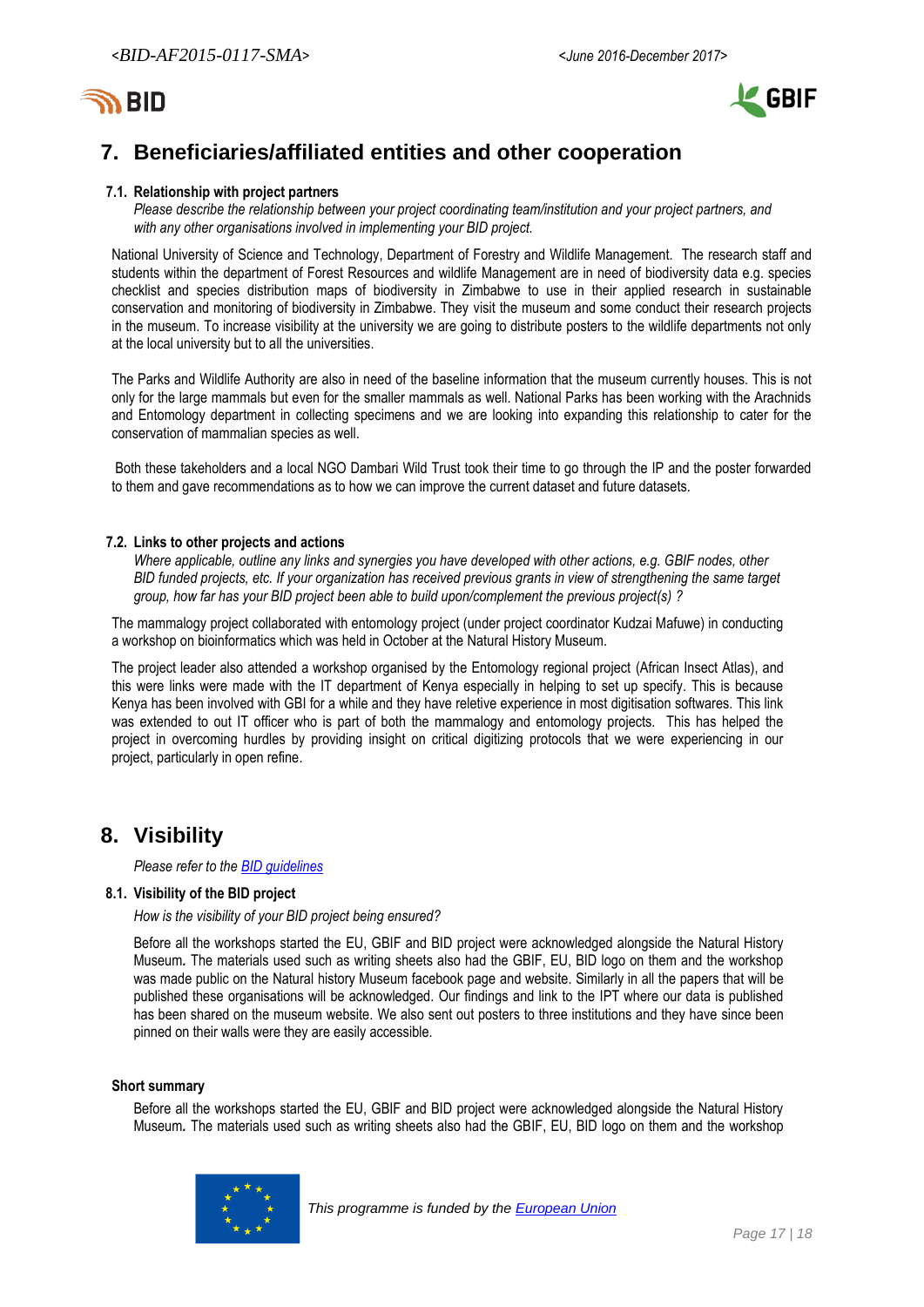# 7. Beneficiaries/affiliated entities and other cooperation

### 7.1. Relationship with project partners

*Please describe the relationship between your project coordinating team/institution and your project partners, and with any other organisations involved in implementing your BID project.*

National University of Science and Technology, Department of Forestry and Wildlife Management. The research staff and students within the department of Forest Resources and wildlife Management are in need of biodiversity data e.g. species checklist and species distribution maps of biodiversity in Zimbabwe to use in their applied research in sustainable conservation and monitoring of biodiversity in Zimbabwe. They visit the museum and some conduct their research projects in the museum. To increase visibility at the university we are going to distribute posters to the wildlife departments not only at the local university but to all the universities.

The Parks and Wildlife Authority are also in need of the baseline information that the museum currently houses. This is not only for the large mammals but even for the smaller mammals as well. National Parks has been working with the Arachnids and Entomology department in collecting specimens and we are looking into expanding this relationship to cater for the conservation of mammalian species as well.

Both these takeholders and a local NGO Dambari Wild Trust took their time to go through the IP and the poster forwarded to them and gave recommendations as to how we can improve the current dataset and future datasets.

### 7.2. Links to other projects and actions

*Where applicable, outline any links and synergies you have developed with other actions, e.g. GBIF nodes, other BID funded projects, etc. If your organization has received previous grants in view of strengthening the same target group, how far has your BID project been able to build upon/complement the previous project(s) ?*

The mammalogy project collaborated with entomology project (under project coordinator Kudzai Mafuwe) in conducting a workshop on bioinformatics which was held in October at the Natural History Museum.

The project leader also attended a workshop organised by the Entomology regional project (African Insect Atlas), and this were links were made with the IT department of Kenya especially in helping to set up specify. This is because Kenya has been involved with GBI for a while and they have reletive experience in most digitisation softwares. This link was extended to out IT officer who is part of both the mammalogy and entomology projects. This has helped the project in overcoming hurdles by providing insight on critical digitizing protocols that we were experiencing in our project, particularly in open refine.

# 8. Visibility

*Please refer to the BID guidelines*

### 8.1. Visibility of the BID project

*How is the visibility of your BID project being ensured?*

Before all the workshops started the EU, GBIF and BID project were acknowledged alongside the Natural History Museum**.** The materials used such as writing sheets also had the GBIF, EU, BID logo on them and the workshop was made public on the Natural history Museum facebook page and website. Similarly in all the papers that will be published these organisations will be acknowledged. Our findings and link to the IPT where our data is published has been shared on the museum website. We also sent out posters to three institutions and they have since been pinned on their walls were they are easily accessible.

**Short summary**

Before all the workshops started the EU, GBIF and BID project were acknowledged alongside the Natural History Museum**.** The materials used such as writing sheets also had the GBIF, EU, BID logo on them and the workshop

*This programme is funded by the European Union*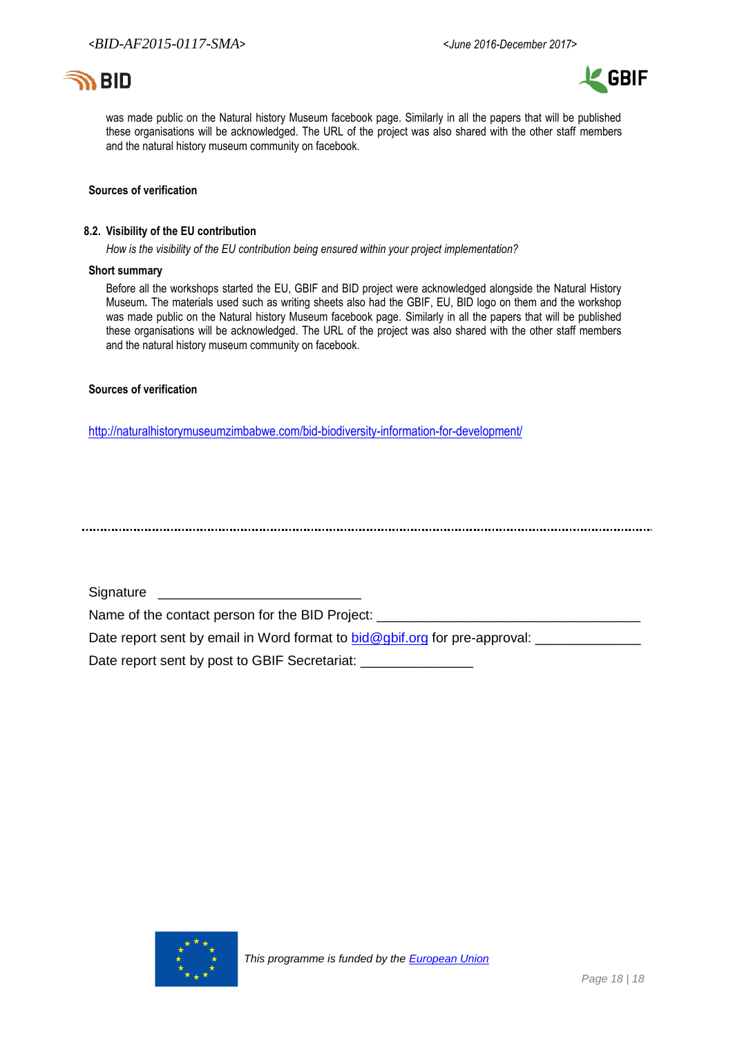was made public on the Natural history Museum facebook page. Similarly in all the papers that will be published these organisations will be acknowledged. The URL of the project was also shared with the other staff members and the natural history museum community on facebook.

**Sources of verification**

### 8.2. Visibility of the EU contribution

*How is the visibility of the EU contribution being ensured within your project implementation?*

**Short summary**

Before all the workshops started the EU, GBIF and BID project were acknowledged alongside the Natural History Museum**.** The materials used such as writing sheets also had the GBIF, EU, BID logo on them and the workshop was made public on the Natural history Museum facebook page. Similarly in all the papers that will be published these organisations will be acknowledged. The URL of the project was also shared with the other staff members and the natural history museum community on facebook.

**Sources of verification**

http://naturalhistorymuseumzimbabwe.com/bid-biodiversity-information-for-development/

---

Signature ___________________________

Name of the contact person for the BID Project: ___________________________________

Date report sent by email in Word format to bid@gbif.org for pre-approval: _____________

Date report sent by post to GBIF Secretariat: _______________

*This programme is funded by the European Union*